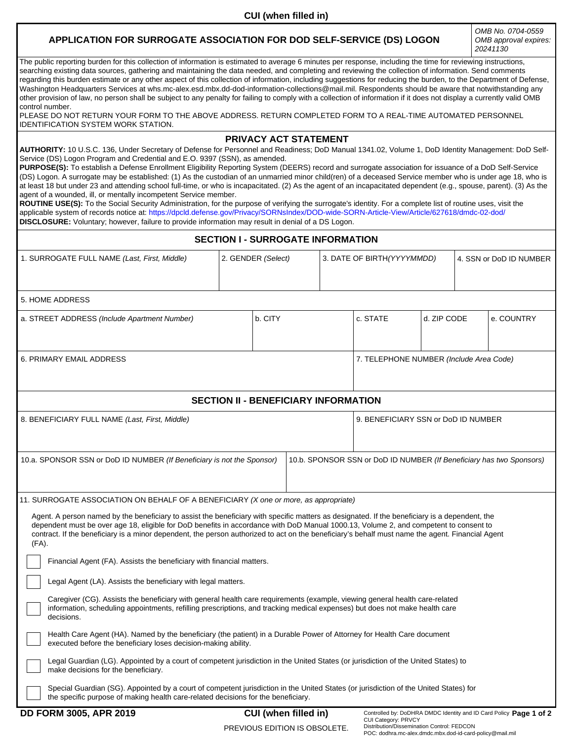CUI (when filled in)

# APPLICATION FOR SURROGATE ASSOCIATION FOR DOD SELF-SERVICE (DS) LOGON

*OMB No. 0704-0559*
*OMB approval expires: 20241130*

The public reporting burden for this collection of information is estimated to average 6 minutes per response, including the time for reviewing instructions, searching existing data sources, gathering and maintaining the data needed, and completing and reviewing the collection of information. Send comments regarding this burden estimate or any other aspect of this collection of information, including suggestions for reducing the burden, to the Department of Defense, Washington Headquarters Services at whs.mc-alex.esd.mbx.dd-dod-information-collections@mail.mil. Respondents should be aware that notwithstanding any other provision of law, no person shall be subject to any penalty for failing to comply with a collection of information if it does not display a currently valid OMB control number.

PLEASE DO NOT RETURN YOUR FORM TO THE ABOVE ADDRESS. RETURN COMPLETED FORM TO A REAL-TIME AUTOMATED PERSONNEL IDENTIFICATION SYSTEM WORK STATION.

## PRIVACY ACT STATEMENT

**AUTHORITY:** 10 U.S.C. 136, Under Secretary of Defense for Personnel and Readiness; DoD Manual 1341.02, Volume 1, DoD Identity Management: DoD Self-Service (DS) Logon Program and Credential and E.O. 9397 (SSN), as amended.

**PURPOSE(S):** To establish a Defense Enrollment Eligibility Reporting System (DEERS) record and surrogate association for issuance of a DoD Self-Service (DS) Logon. A surrogate may be established: (1) As the custodian of an unmarried minor child(ren) of a deceased Service member who is under age 18, who is at least 18 but under 23 and attending school full-time, or who is incapacitated. (2) As the agent of an incapacitated dependent (e.g., spouse, parent). (3) As the agent of a wounded, ill, or mentally incompetent Service member.

**ROUTINE USE(S):** To the Social Security Administration, for the purpose of verifying the surrogate's identity. For a complete list of routine uses, visit the applicable system of records notice at: https://dpcld.defense.gov/Privacy/SORNsIndex/DOD-wide-SORN-Article-View/Article/627618/dmdc-02-dod/

**DISCLOSURE:** Voluntary; however, failure to provide information may result in denial of a DS Logon.

## SECTION I - SURROGATE INFORMATION

| 1. SURROGATE FULL NAME *(Last, First, Middle)* | 2. GENDER *(Select)* | 3. DATE OF BIRTH *(YYYYMMDD)* | 4. SSN or DoD ID NUMBER |
|---|---|---|---|
| | | | |

5. HOME ADDRESS

| a. STREET ADDRESS *(Include Apartment Number)* | b. CITY | c. STATE | d. ZIP CODE | e. COUNTRY |
|---|---|---|---|---|
| | | | | |

| 6. PRIMARY EMAIL ADDRESS | 7. TELEPHONE NUMBER *(Include Area Code)* |
|---|---|
| | |

## SECTION II - BENEFICIARY INFORMATION

| 8. BENEFICIARY FULL NAME *(Last, First, Middle)* | 9. BENEFICIARY SSN or DoD ID NUMBER |
|---|---|
| | |

| 10.a. SPONSOR SSN or DoD ID NUMBER *(If Beneficiary is not the Sponsor)* | 10.b. SPONSOR SSN or DoD ID NUMBER *(If Beneficiary has two Sponsors)* |
|---|---|
| | |

11. SURROGATE ASSOCIATION ON BEHALF OF A BENEFICIARY *(X one or more, as appropriate)*

Agent. A person named by the beneficiary to assist the beneficiary with specific matters as designated. If the beneficiary is a dependent, the dependent must be over age 18, eligible for DoD benefits in accordance with DoD Manual 1000.13, Volume 2, and competent to consent to contract. If the beneficiary is a minor dependent, the person authorized to act on the beneficiary's behalf must name the agent. Financial Agent (FA).

- [ ] Financial Agent (FA). Assists the beneficiary with financial matters.
- [ ] Legal Agent (LA). Assists the beneficiary with legal matters.
- [ ] Caregiver (CG). Assists the beneficiary with general health care requirements (example, viewing general health care-related information, scheduling appointments, refilling prescriptions, and tracking medical expenses) but does not make health care decisions.
- [ ] Health Care Agent (HA). Named by the beneficiary (the patient) in a Durable Power of Attorney for Health Care document executed before the beneficiary loses decision-making ability.
- [ ] Legal Guardian (LG). Appointed by a court of competent jurisdiction in the United States (or jurisdiction of the United States) to make decisions for the beneficiary.
- [ ] Special Guardian (SG). Appointed by a court of competent jurisdiction in the United States (or jurisdiction of the United States) for the specific purpose of making health care-related decisions for the beneficiary.

DD FORM 3005, APR 2019 — PREVIOUS EDITION IS OBSOLETE.

CUI (when filled in)

Controlled by: DoDHRA DMDC Identity and ID Card Policy
CUI Category: PRVCY
Distribution/Dissemination Control: FEDCON
POC: dodhra.mc-alex.dmdc.mbx.dod-id-card-policy@mail.mil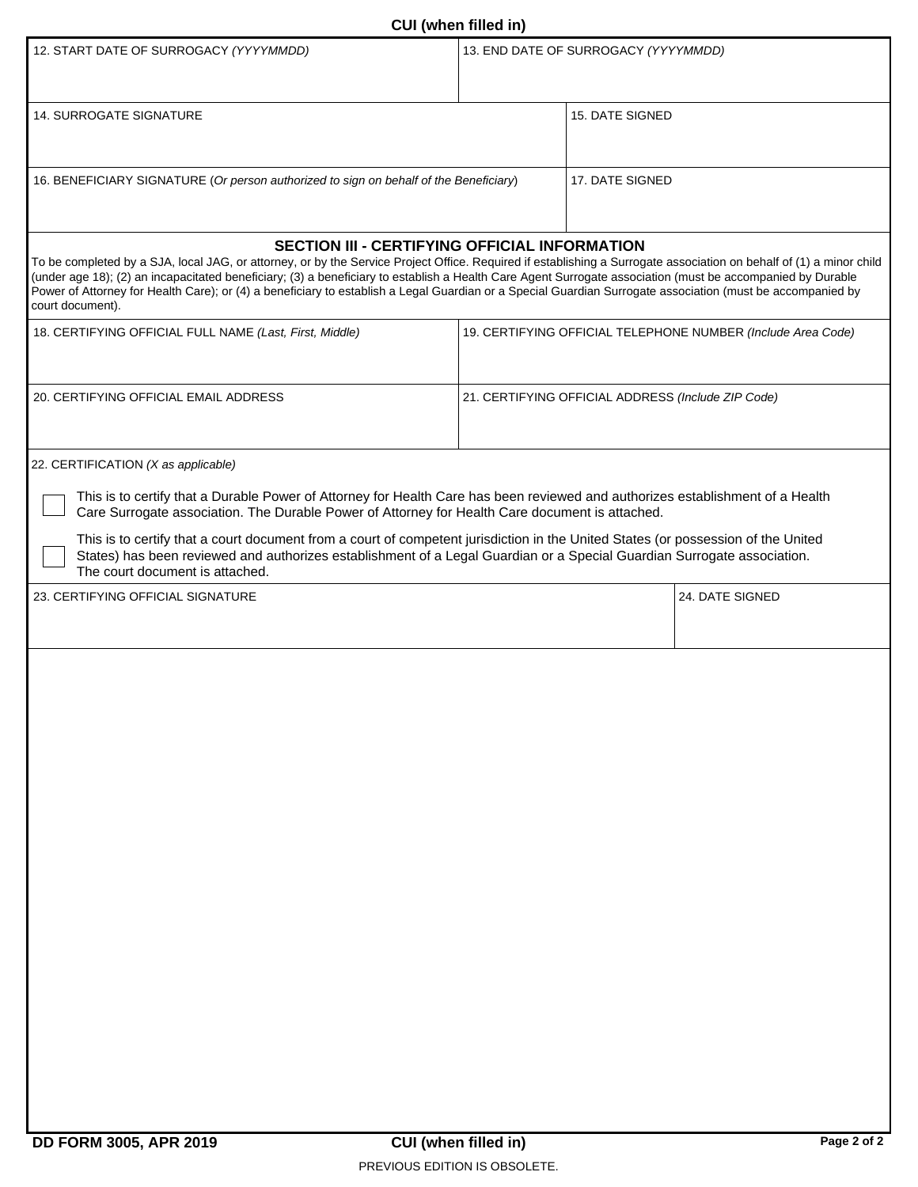CUI (when filled in)

| 12. START DATE OF SURROGACY *(YYYYMMDD)* | 13. END DATE OF SURROGACY *(YYYYMMDD)* |
| --- | --- |
| | |

| 14. SURROGATE SIGNATURE | 15. DATE SIGNED |
| --- | --- |
| | |

| 16. BENEFICIARY SIGNATURE (*Or person authorized to sign on behalf of the Beneficiary*) | 17. DATE SIGNED |
| --- | --- |
| | |

## SECTION III - CERTIFYING OFFICIAL INFORMATION

To be completed by a SJA, local JAG, or attorney, or by the Service Project Office. Required if establishing a Surrogate association on behalf of (1) a minor child (under age 18); (2) an incapacitated beneficiary; (3) a beneficiary to establish a Health Care Agent Surrogate association (must be accompanied by Durable Power of Attorney for Health Care); or (4) a beneficiary to establish a Legal Guardian or a Special Guardian Surrogate association (must be accompanied by court document).

| 18. CERTIFYING OFFICIAL FULL NAME *(Last, First, Middle)* | 19. CERTIFYING OFFICIAL TELEPHONE NUMBER *(Include Area Code)* |
| --- | --- |
| | |

| 20. CERTIFYING OFFICIAL EMAIL ADDRESS | 21. CERTIFYING OFFICIAL ADDRESS *(Include ZIP Code)* |
| --- | --- |
| | |

22. CERTIFICATION *(X as applicable)*

- [ ] This is to certify that a Durable Power of Attorney for Health Care has been reviewed and authorizes establishment of a Health Care Surrogate association. The Durable Power of Attorney for Health Care document is attached.
- [ ] This is to certify that a court document from a court of competent jurisdiction in the United States (or possession of the United States) has been reviewed and authorizes establishment of a Legal Guardian or a Special Guardian Surrogate association. The court document is attached.

| 23. CERTIFYING OFFICIAL SIGNATURE | 24. DATE SIGNED |
| --- | --- |
| | |

DD FORM 3005, APR 2019

CUI (when filled in)

PREVIOUS EDITION IS OBSOLETE.